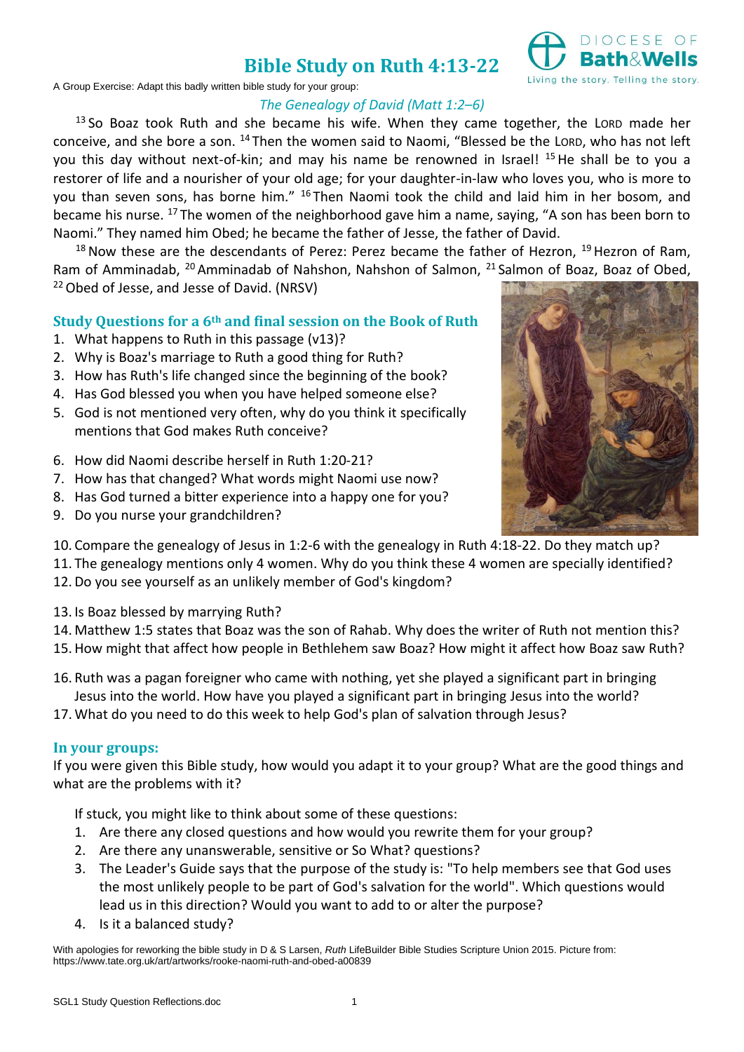# Bible Study on Ruth 4:13-22

Diocese of Bath&Wells — Living the story. Telling the story.

A Group Exercise: Adapt this badly written bible study for your group:

*The Genealogy of David (Matt 1:2–6)*

[13] So Boaz took Ruth and she became his wife. When they came together, the LORD made her conceive, and she bore a son. [14] Then the women said to Naomi, "Blessed be the LORD, who has not left you this day without next-of-kin; and may his name be renowned in Israel! [15] He shall be to you a restorer of life and a nourisher of your old age; for your daughter-in-law who loves you, who is more to you than seven sons, has borne him." [16] Then Naomi took the child and laid him in her bosom, and became his nurse. [17] The women of the neighborhood gave him a name, saying, "A son has been born to Naomi." They named him Obed; he became the father of Jesse, the father of David.

[18] Now these are the descendants of Perez: Perez became the father of Hezron, [19] Hezron of Ram, Ram of Amminadab, [20] Amminadab of Nahshon, Nahshon of Salmon, [21] Salmon of Boaz, Boaz of Obed, [22] Obed of Jesse, and Jesse of David. (NRSV)

## Study Questions for a 6th and final session on the Book of Ruth

1. What happens to Ruth in this passage (v13)?
2. Why is Boaz's marriage to Ruth a good thing for Ruth?
3. How has Ruth's life changed since the beginning of the book?
4. Has God blessed you when you have helped someone else?
5. God is not mentioned very often, why do you think it specifically mentions that God makes Ruth conceive?

6. How did Naomi describe herself in Ruth 1:20-21?
7. How has that changed? What words might Naomi use now?
8. Has God turned a bitter experience into a happy one for you?
9. Do you nurse your grandchildren?

10. Compare the genealogy of Jesus in 1:2-6 with the genealogy in Ruth 4:18-22. Do they match up?
11. The genealogy mentions only 4 women. Why do you think these 4 women are specially identified?
12. Do you see yourself as an unlikely member of God's kingdom?

13. Is Boaz blessed by marrying Ruth?
14. Matthew 1:5 states that Boaz was the son of Rahab. Why does the writer of Ruth not mention this?
15. How might that affect how people in Bethlehem saw Boaz? How might it affect how Boaz saw Ruth?

16. Ruth was a pagan foreigner who came with nothing, yet she played a significant part in bringing Jesus into the world. How have you played a significant part in bringing Jesus into the world?
17. What do you need to do this week to help God's plan of salvation through Jesus?

## In your groups:

If you were given this Bible study, how would you adapt it to your group? What are the good things and what are the problems with it?

If stuck, you might like to think about some of these questions:

1. Are there any closed questions and how would you rewrite them for your group?
2. Are there any unanswerable, sensitive or So What? questions?
3. The Leader's Guide says that the purpose of the study is: "To help members see that God uses the most unlikely people to be part of God's salvation for the world". Which questions would lead us in this direction? Would you want to add to or alter the purpose?
4. Is it a balanced study?

With apologies for reworking the bible study in D & S Larsen, *Ruth* LifeBuilder Bible Studies Scripture Union 2015. Picture from: https://www.tate.org.uk/art/artworks/rooke-naomi-ruth-and-obed-a00839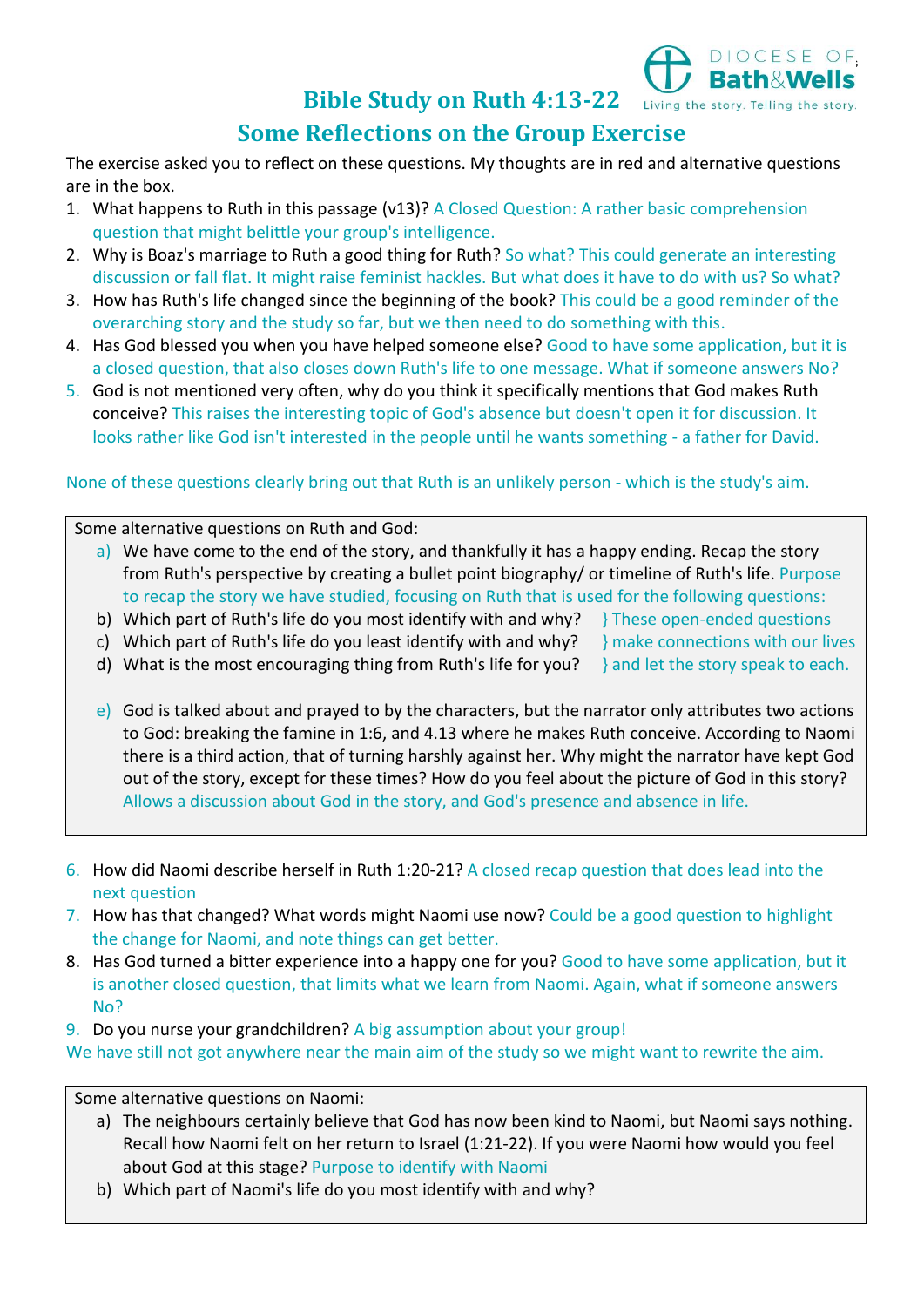# Bible Study on Ruth 4:13-22

## Some Reflections on the Group Exercise

The exercise asked you to reflect on these questions. My thoughts are in red and alternative questions are in the box.

1. What happens to Ruth in this passage (v13)? A Closed Question: A rather basic comprehension question that might belittle your group's intelligence.
2. Why is Boaz's marriage to Ruth a good thing for Ruth? So what? This could generate an interesting discussion or fall flat. It might raise feminist hackles. But what does it have to do with us? So what?
3. How has Ruth's life changed since the beginning of the book? This could be a good reminder of the overarching story and the study so far, but we then need to do something with this.
4. Has God blessed you when you have helped someone else? Good to have some application, but it is a closed question, that also closes down Ruth's life to one message. What if someone answers No?
5. God is not mentioned very often, why do you think it specifically mentions that God makes Ruth conceive? This raises the interesting topic of God's absence but doesn't open it for discussion. It looks rather like God isn't interested in the people until he wants something - a father for David.

None of these questions clearly bring out that Ruth is an unlikely person - which is the study's aim.

Some alternative questions on Ruth and God:

a) We have come to the end of the story, and thankfully it has a happy ending. Recap the story from Ruth's perspective by creating a bullet point biography/ or timeline of Ruth's life. Purpose to recap the story we have studied, focusing on Ruth that is used for the following questions:
b) Which part of Ruth's life do you most identify with and why? } These open-ended questions
c) Which part of Ruth's life do you least identify with and why? } make connections with our lives
d) What is the most encouraging thing from Ruth's life for you? } and let the story speak to each.
e) God is talked about and prayed to by the characters, but the narrator only attributes two actions to God: breaking the famine in 1:6, and 4.13 where he makes Ruth conceive. According to Naomi there is a third action, that of turning harshly against her. Why might the narrator have kept God out of the story, except for these times? How do you feel about the picture of God in this story? Allows a discussion about God in the story, and God's presence and absence in life.

6. How did Naomi describe herself in Ruth 1:20-21? A closed recap question that does lead into the next question
7. How has that changed? What words might Naomi use now? Could be a good question to highlight the change for Naomi, and note things can get better.
8. Has God turned a bitter experience into a happy one for you? Good to have some application, but it is another closed question, that limits what we learn from Naomi. Again, what if someone answers No?
9. Do you nurse your grandchildren? A big assumption about your group!

We have still not got anywhere near the main aim of the study so we might want to rewrite the aim.

Some alternative questions on Naomi:

a) The neighbours certainly believe that God has now been kind to Naomi, but Naomi says nothing. Recall how Naomi felt on her return to Israel (1:21-22). If you were Naomi how would you feel about God at this stage? Purpose to identify with Naomi
b) Which part of Naomi's life do you most identify with and why?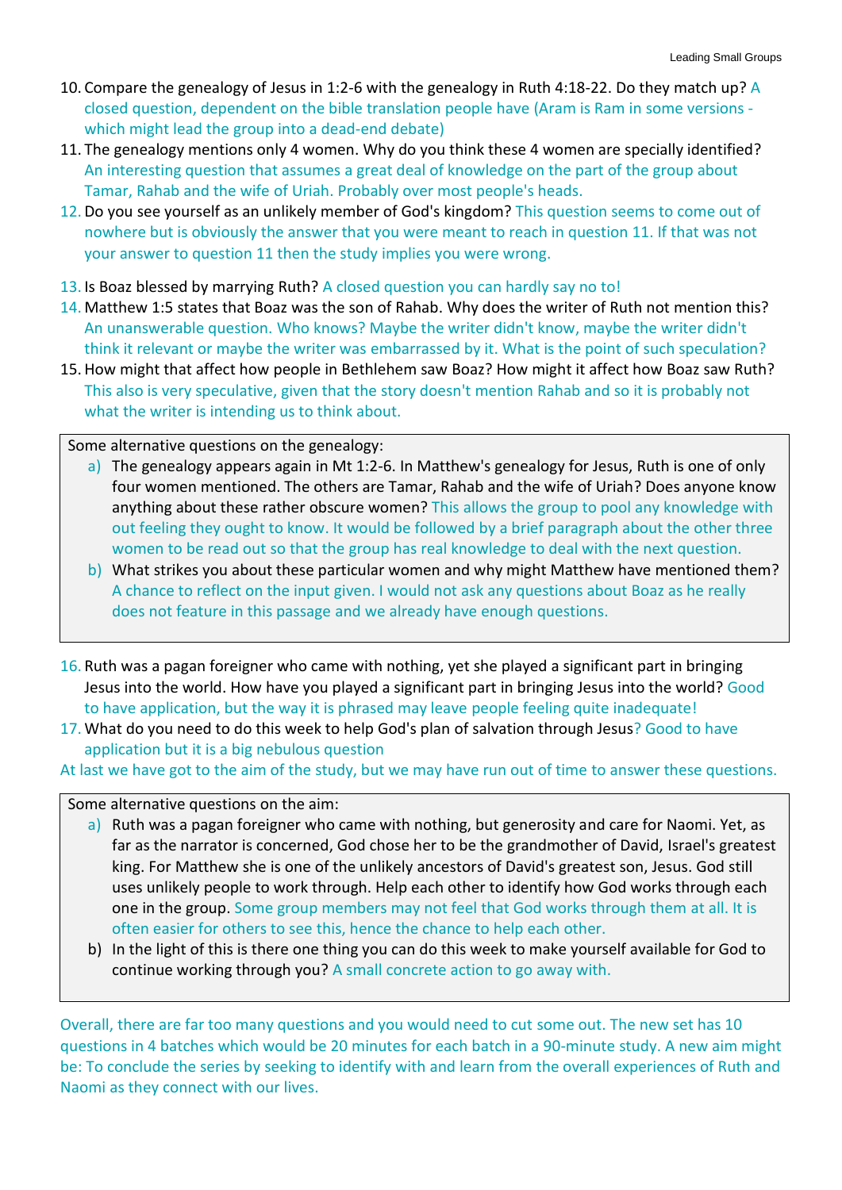10. Compare the genealogy of Jesus in 1:2-6 with the genealogy in Ruth 4:18-22. Do they match up? A closed question, dependent on the bible translation people have (Aram is Ram in some versions - which might lead the group into a dead-end debate)
11. The genealogy mentions only 4 women. Why do you think these 4 women are specially identified? An interesting question that assumes a great deal of knowledge on the part of the group about Tamar, Rahab and the wife of Uriah. Probably over most people's heads.
12. Do you see yourself as an unlikely member of God's kingdom? This question seems to come out of nowhere but is obviously the answer that you were meant to reach in question 11. If that was not your answer to question 11 then the study implies you were wrong.
13. Is Boaz blessed by marrying Ruth? A closed question you can hardly say no to!
14. Matthew 1:5 states that Boaz was the son of Rahab. Why does the writer of Ruth not mention this? An unanswerable question. Who knows? Maybe the writer didn't know, maybe the writer didn't think it relevant or maybe the writer was embarrassed by it. What is the point of such speculation?
15. How might that affect how people in Bethlehem saw Boaz? How might it affect how Boaz saw Ruth? This also is very speculative, given that the story doesn't mention Rahab and so it is probably not what the writer is intending us to think about.

Some alternative questions on the genealogy:

a) The genealogy appears again in Mt 1:2-6. In Matthew's genealogy for Jesus, Ruth is one of only four women mentioned. The others are Tamar, Rahab and the wife of Uriah? Does anyone know anything about these rather obscure women? This allows the group to pool any knowledge with out feeling they ought to know. It would be followed by a brief paragraph about the other three women to be read out so that the group has real knowledge to deal with the next question.
b) What strikes you about these particular women and why might Matthew have mentioned them? A chance to reflect on the input given. I would not ask any questions about Boaz as he really does not feature in this passage and we already have enough questions.

16. Ruth was a pagan foreigner who came with nothing, yet she played a significant part in bringing Jesus into the world. How have you played a significant part in bringing Jesus into the world? Good to have application, but the way it is phrased may leave people feeling quite inadequate!
17. What do you need to do this week to help God's plan of salvation through Jesus? Good to have application but it is a big nebulous question

At last we have got to the aim of the study, but we may have run out of time to answer these questions.

Some alternative questions on the aim:

a) Ruth was a pagan foreigner who came with nothing, but generosity and care for Naomi. Yet, as far as the narrator is concerned, God chose her to be the grandmother of David, Israel's greatest king. For Matthew she is one of the unlikely ancestors of David's greatest son, Jesus. God still uses unlikely people to work through. Help each other to identify how God works through each one in the group. Some group members may not feel that God works through them at all. It is often easier for others to see this, hence the chance to help each other.
b) In the light of this is there one thing you can do this week to make yourself available for God to continue working through you? A small concrete action to go away with.

Overall, there are far too many questions and you would need to cut some out. The new set has 10 questions in 4 batches which would be 20 minutes for each batch in a 90-minute study. A new aim might be: To conclude the series by seeking to identify with and learn from the overall experiences of Ruth and Naomi as they connect with our lives.